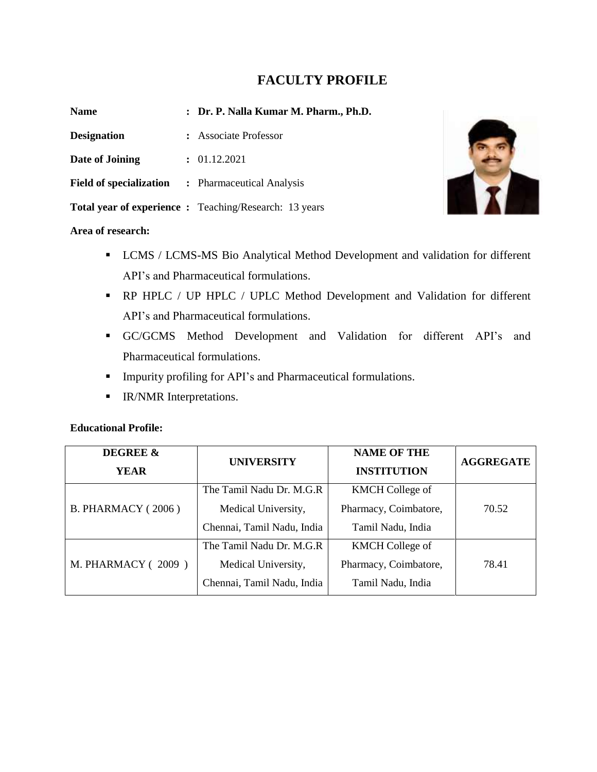# FACULTY PROFILE

**Name** : **Dr. P. Nalla Kumar M. Pharm., Ph.D.**

**Designation** : Associate Professor

**Date of Joining** : 01.12.2021

**Field of specialization** : Pharmaceutical Analysis

**Total year of experience** : Teaching/Research: 13 years

**Area of research:**

- LCMS / LCMS-MS Bio Analytical Method Development and validation for different API's and Pharmaceutical formulations.
- RP HPLC / UP HPLC / UPLC Method Development and Validation for different API's and Pharmaceutical formulations.
- GC/GCMS Method Development and Validation for different API's and Pharmaceutical formulations.
- Impurity profiling for API's and Pharmaceutical formulations.
- IR/NMR Interpretations.

**Educational Profile:**

| DEGREE & YEAR | UNIVERSITY | NAME OF THE INSTITUTION | AGGREGATE |
|---|---|---|---|
| B. PHARMACY ( 2006 ) | The Tamil Nadu Dr. M.G.R Medical University, Chennai, Tamil Nadu, India | KMCH College of Pharmacy, Coimbatore, Tamil Nadu, India | 70.52 |
| M. PHARMACY ( 2009 ) | The Tamil Nadu Dr. M.G.R Medical University, Chennai, Tamil Nadu, India | KMCH College of Pharmacy, Coimbatore, Tamil Nadu, India | 78.41 |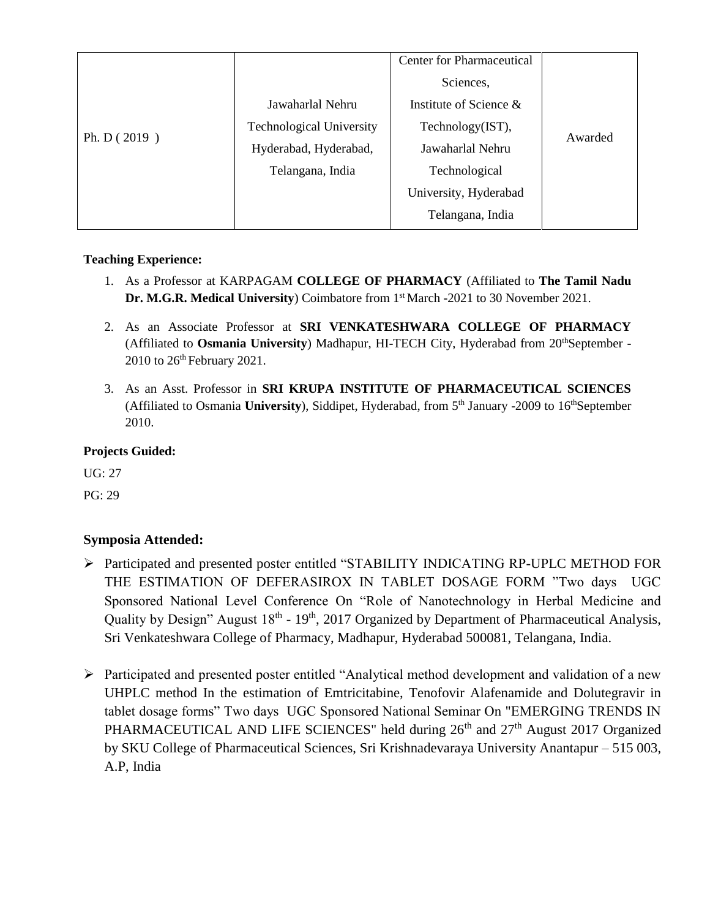| | | | |
|---|---|---|---|
| Ph. D ( 2019 ) | Jawaharlal Nehru Technological University Hyderabad, Hyderabad, Telangana, India | Center for Pharmaceutical Sciences, Institute of Science & Technology(IST), Jawaharlal Nehru Technological University, Hyderabad Telangana, India | Awarded |

**Teaching Experience:**

1. As a Professor at KARPAGAM **COLLEGE OF PHARMACY** (Affiliated to **The Tamil Nadu Dr. M.G.R. Medical University**) Coimbatore from 1st March -2021 to 30 November 2021.
2. As an Associate Professor at **SRI VENKATESHWARA COLLEGE OF PHARMACY** (Affiliated to **Osmania University**) Madhapur, HI-TECH City, Hyderabad from 20th September -2010 to 26th February 2021.
3. As an Asst. Professor in **SRI KRUPA INSTITUTE OF PHARMACEUTICAL SCIENCES** (Affiliated to Osmania **University**), Siddipet, Hyderabad, from 5th January -2009 to 16th September 2010.

**Projects Guided:**

UG: 27

PG: 29

## Symposia Attended:

- Participated and presented poster entitled "STABILITY INDICATING RP-UPLC METHOD FOR THE ESTIMATION OF DEFERASIROX IN TABLET DOSAGE FORM "Two days UGC Sponsored National Level Conference On "Role of Nanotechnology in Herbal Medicine and Quality by Design" August 18th - 19th, 2017 Organized by Department of Pharmaceutical Analysis, Sri Venkateshwara College of Pharmacy, Madhapur, Hyderabad 500081, Telangana, India.
- Participated and presented poster entitled "Analytical method development and validation of a new UHPLC method In the estimation of Emtricitabine, Tenofovir Alafenamide and Dolutegravir in tablet dosage forms" Two days UGC Sponsored National Seminar On "EMERGING TRENDS IN PHARMACEUTICAL AND LIFE SCIENCES" held during 26th and 27th August 2017 Organized by SKU College of Pharmaceutical Sciences, Sri Krishnadevaraya University Anantapur – 515 003, A.P, India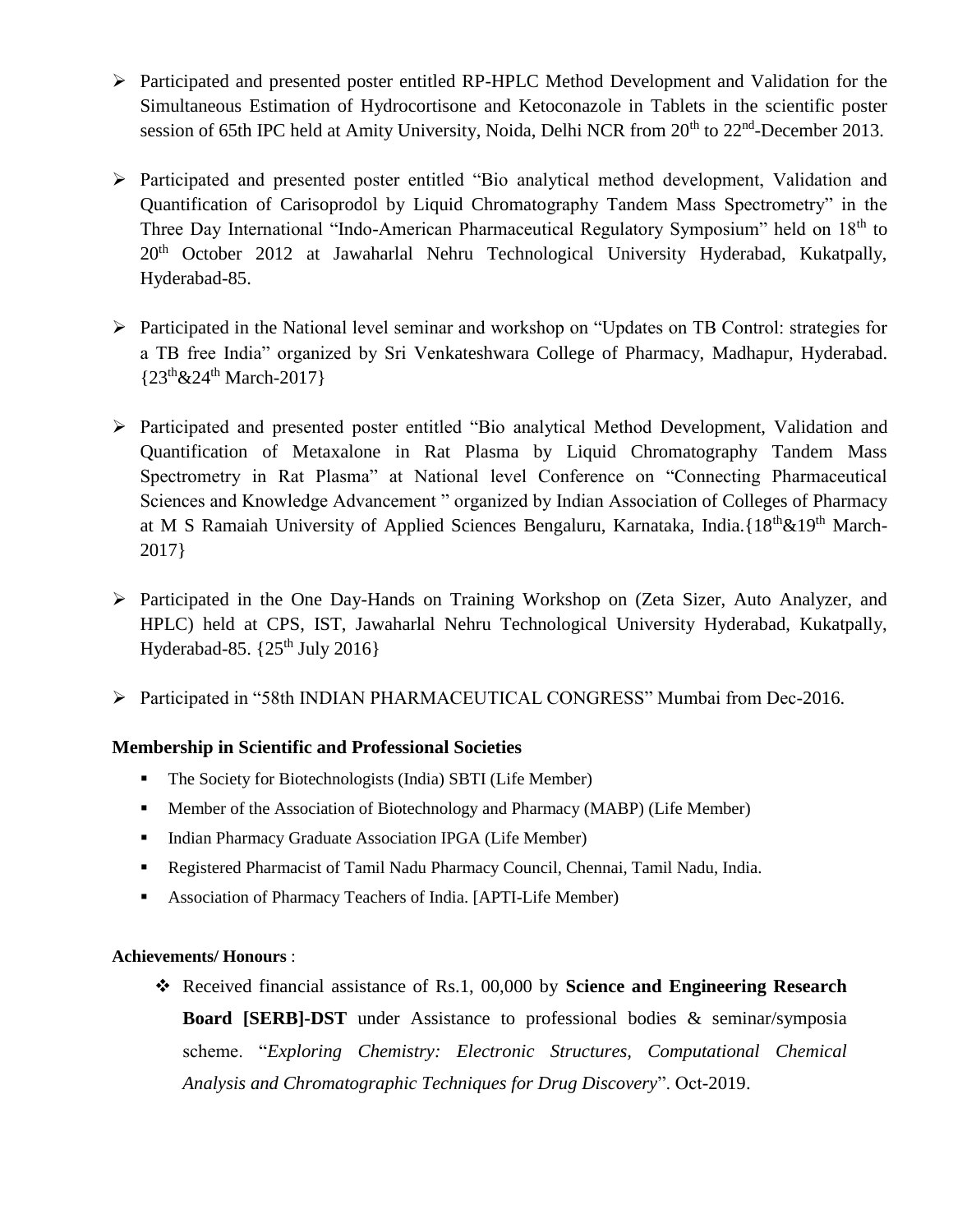- Participated and presented poster entitled RP-HPLC Method Development and Validation for the Simultaneous Estimation of Hydrocortisone and Ketoconazole in Tablets in the scientific poster session of 65th IPC held at Amity University, Noida, Delhi NCR from $20^{th}$ to $22^{nd}$-December 2013.

- Participated and presented poster entitled "Bio analytical method development, Validation and Quantification of Carisoprodol by Liquid Chromatography Tandem Mass Spectrometry" in the Three Day International "Indo-American Pharmaceutical Regulatory Symposium" held on $18^{th}$ to $20^{th}$ October 2012 at Jawaharlal Nehru Technological University Hyderabad, Kukatpally, Hyderabad-85.

- Participated in the National level seminar and workshop on "Updates on TB Control: strategies for a TB free India" organized by Sri Venkateshwara College of Pharmacy, Madhapur, Hyderabad. {$23^{th}$&$24^{th}$ March-2017}

- Participated and presented poster entitled "Bio analytical Method Development, Validation and Quantification of Metaxalone in Rat Plasma by Liquid Chromatography Tandem Mass Spectrometry in Rat Plasma" at National level Conference on "Connecting Pharmaceutical Sciences and Knowledge Advancement " organized by Indian Association of Colleges of Pharmacy at M S Ramaiah University of Applied Sciences Bengaluru, Karnataka, India.{$18^{th}$&$19^{th}$ March-2017}

- Participated in the One Day-Hands on Training Workshop on (Zeta Sizer, Auto Analyzer, and HPLC) held at CPS, IST, Jawaharlal Nehru Technological University Hyderabad, Kukatpally, Hyderabad-85. {$25^{th}$ July 2016}

- Participated in "58th INDIAN PHARMACEUTICAL CONGRESS" Mumbai from Dec-2016.

### Membership in Scientific and Professional Societies

- The Society for Biotechnologists (India) SBTI (Life Member)
- Member of the Association of Biotechnology and Pharmacy (MABP) (Life Member)
- Indian Pharmacy Graduate Association IPGA (Life Member)
- Registered Pharmacist of Tamil Nadu Pharmacy Council, Chennai, Tamil Nadu, India.
- Association of Pharmacy Teachers of India. [APTI-Life Member)

**Achievements/ Honours** :

- Received financial assistance of Rs.1, 00,000 by **Science and Engineering Research Board [SERB]-DST** under Assistance to professional bodies & seminar/symposia scheme. "*Exploring Chemistry: Electronic Structures, Computational Chemical Analysis and Chromatographic Techniques for Drug Discovery*". Oct-2019.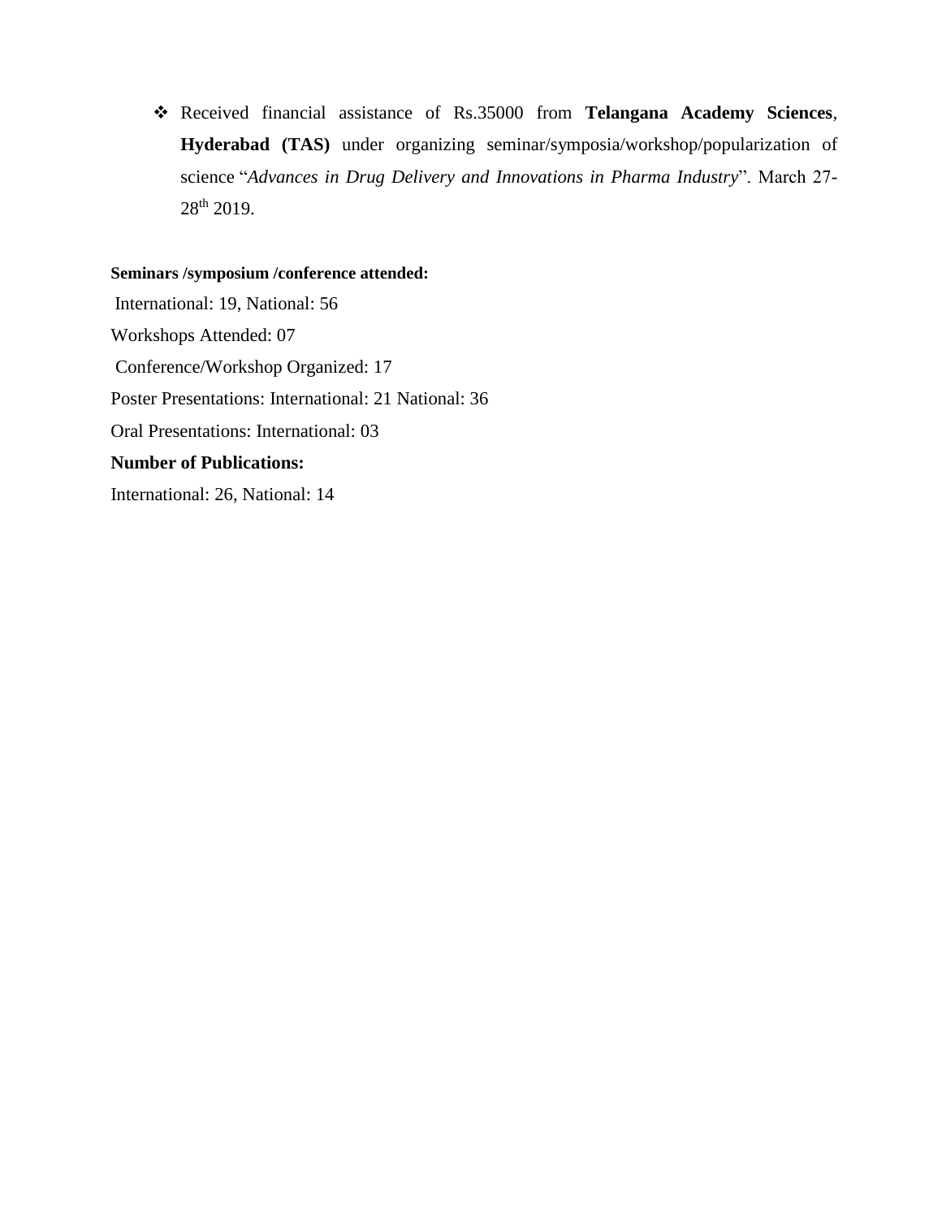- Received financial assistance of Rs.35000 from **Telangana Academy Sciences**, **Hyderabad (TAS)** under organizing seminar/symposia/workshop/popularization of science "*Advances in Drug Delivery and Innovations in Pharma Industry*". March 27-28th 2019.

**Seminars /symposium /conference attended:**

International: 19, National: 56

Workshops Attended: 07

Conference/Workshop Organized: 17

Poster Presentations: International: 21 National: 36

Oral Presentations: International: 03

**Number of Publications:**

International: 26, National: 14